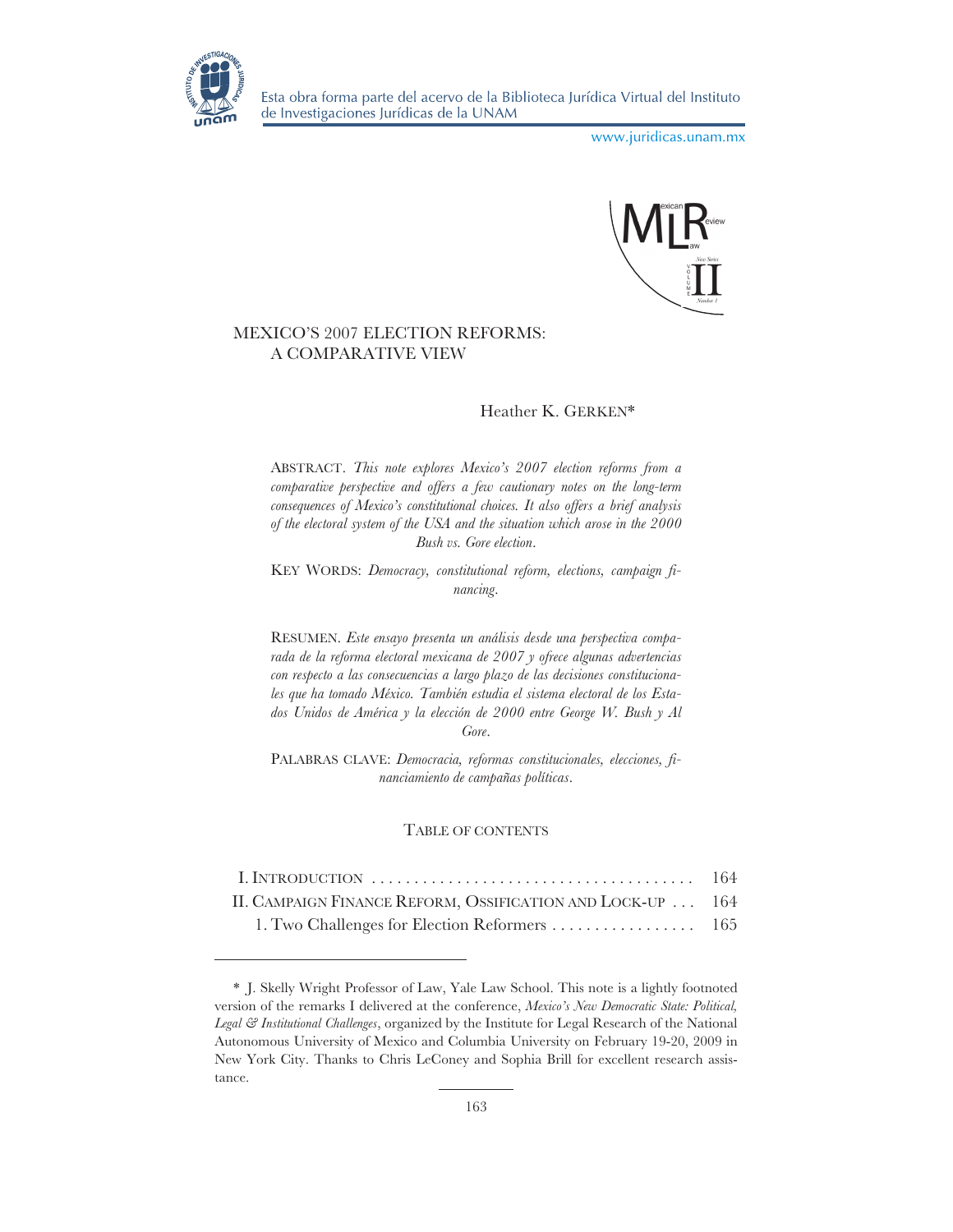# MEXICO'S 2007 ELECTION REFORMS: A COMPARATIVE VIEW

Heather K. GERKEN*

ABSTRACT. *This note explores Mexico's 2007 election reforms from a comparative perspective and offers a few cautionary notes on the long-term consequences of Mexico's constitutional choices. It also offers a brief analysis of the electoral system of the USA and the situation which arose in the 2000 Bush vs. Gore election.*

KEY WORDS: *Democracy, constitutional reform, elections, campaign financing.*

RESUMEN. *Este ensayo presenta un análisis desde una perspectiva comparada de la reforma electoral mexicana de 2007 y ofrece algunas advertencias con respecto a las consecuencias a largo plazo de las decisiones constitucionales que ha tomado México. También estudia el sistema electoral de los Estados Unidos de América y la elección de 2000 entre George W. Bush y Al Gore.*

PALABRAS CLAVE: *Democracia, reformas constitucionales, elecciones, financiamiento de campañas políticas.*

TABLE OF CONTENTS

| | |
|---|---|
| I. INTRODUCTION | 164 |
| II. CAMPAIGN FINANCE REFORM, OSSIFICATION AND LOCK-UP | 164 |
| 1. Two Challenges for Election Reformers | 165 |

---

\* J. Skelly Wright Professor of Law, Yale Law School. This note is a lightly footnoted version of the remarks I delivered at the conference, *Mexico's New Democratic State: Political, Legal & Institutional Challenges*, organized by the Institute for Legal Research of the National Autonomous University of Mexico and Columbia University on February 19-20, 2009 in New York City. Thanks to Chris LeConey and Sophia Brill for excellent research assistance.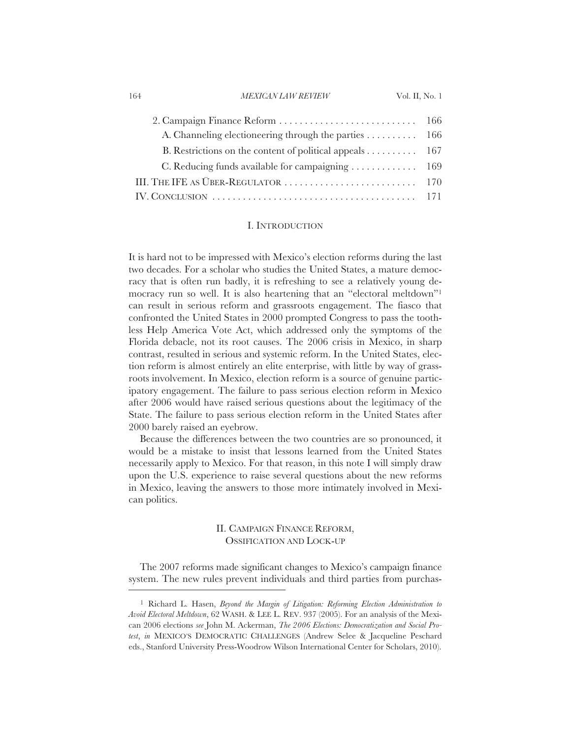| | |
|---|---|
| 2. Campaign Finance Reform | 166 |
| A. Channeling electioneering through the parties | 166 |
| B. Restrictions on the content of political appeals | 167 |
| C. Reducing funds available for campaigning | 169 |
| III. The IFE as Über-Regulator | 170 |
| IV. Conclusion | 171 |

## I. Introduction

It is hard not to be impressed with Mexico's election reforms during the last two decades. For a scholar who studies the United States, a mature democracy that is often run badly, it is refreshing to see a relatively young democracy run so well. It is also heartening that an "electoral meltdown"[1] can result in serious reform and grassroots engagement. The fiasco that confronted the United States in 2000 prompted Congress to pass the toothless Help America Vote Act, which addressed only the symptoms of the Florida debacle, not its root causes. The 2006 crisis in Mexico, in sharp contrast, resulted in serious and systemic reform. In the United States, election reform is almost entirely an elite enterprise, with little by way of grassroots involvement. In Mexico, election reform is a source of genuine participatory engagement. The failure to pass serious election reform in Mexico after 2006 would have raised serious questions about the legitimacy of the State. The failure to pass serious election reform in the United States after 2000 barely raised an eyebrow.

Because the differences between the two countries are so pronounced, it would be a mistake to insist that lessons learned from the United States necessarily apply to Mexico. For that reason, in this note I will simply draw upon the U.S. experience to raise several questions about the new reforms in Mexico, leaving the answers to those more intimately involved in Mexican politics.

## II. Campaign Finance Reform, Ossification and Lock-up

The 2007 reforms made significant changes to Mexico's campaign finance system. The new rules prevent individuals and third parties from purchas-

---

[1] Richard L. Hasen, *Beyond the Margin of Litigation: Reforming Election Administration to Avoid Electoral Meltdown*, 62 Wash. & Lee L. Rev. 937 (2005). For an analysis of the Mexican 2006 elections *see* John M. Ackerman, *The 2006 Elections: Democratization and Social Protest*, *in* Mexico's Democratic Challenges (Andrew Selee & Jacqueline Peschard eds., Stanford University Press-Woodrow Wilson International Center for Scholars, 2010).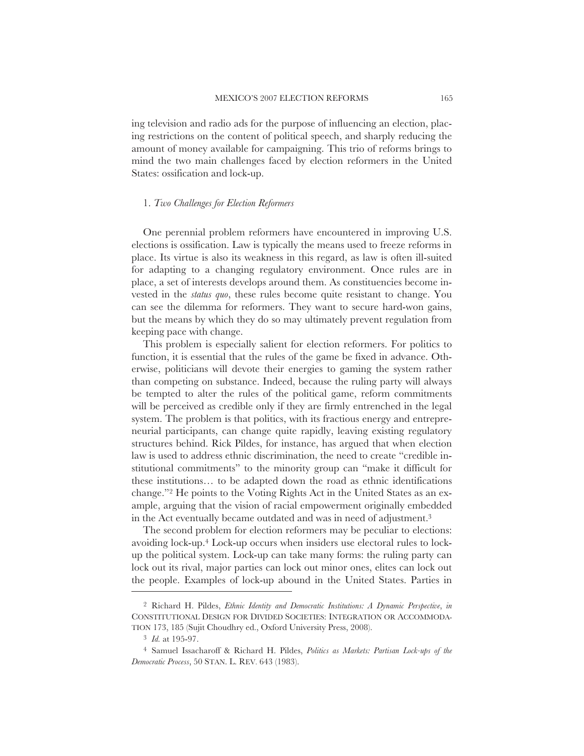ing television and radio ads for the purpose of influencing an election, placing restrictions on the content of political speech, and sharply reducing the amount of money available for campaigning. This trio of reforms brings to mind the two main challenges faced by election reformers in the United States: ossification and lock-up.

### 1. *Two Challenges for Election Reformers*

One perennial problem reformers have encountered in improving U.S. elections is ossification. Law is typically the means used to freeze reforms in place. Its virtue is also its weakness in this regard, as law is often ill-suited for adapting to a changing regulatory environment. Once rules are in place, a set of interests develops around them. As constituencies become invested in the *status quo*, these rules become quite resistant to change. You can see the dilemma for reformers. They want to secure hard-won gains, but the means by which they do so may ultimately prevent regulation from keeping pace with change.

This problem is especially salient for election reformers. For politics to function, it is essential that the rules of the game be fixed in advance. Otherwise, politicians will devote their energies to gaming the system rather than competing on substance. Indeed, because the ruling party will always be tempted to alter the rules of the political game, reform commitments will be perceived as credible only if they are firmly entrenched in the legal system. The problem is that politics, with its fractious energy and entrepreneurial participants, can change quite rapidly, leaving existing regulatory structures behind. Rick Pildes, for instance, has argued that when election law is used to address ethnic discrimination, the need to create "credible institutional commitments" to the minority group can "make it difficult for these institutions… to be adapted down the road as ethnic identifications change."[2] He points to the Voting Rights Act in the United States as an example, arguing that the vision of racial empowerment originally embedded in the Act eventually became outdated and was in need of adjustment.[3]

The second problem for election reformers may be peculiar to elections: avoiding lock-up.[4] Lock-up occurs when insiders use electoral rules to lock-up the political system. Lock-up can take many forms: the ruling party can lock out its rival, major parties can lock out minor ones, elites can lock out the people. Examples of lock-up abound in the United States. Parties in

---

[2] Richard H. Pildes, *Ethnic Identity and Democratic Institutions: A Dynamic Perspective*, *in* CONSTITUTIONAL DESIGN FOR DIVIDED SOCIETIES: INTEGRATION OR ACCOMMODATION 173, 185 (Sujit Choudhry ed., Oxford University Press, 2008).

[3] *Id.* at 195-97.

[4] Samuel Issacharoff & Richard H. Pildes, *Politics as Markets: Partisan Lock-ups of the Democratic Process*, 50 STAN. L. REV. 643 (1983).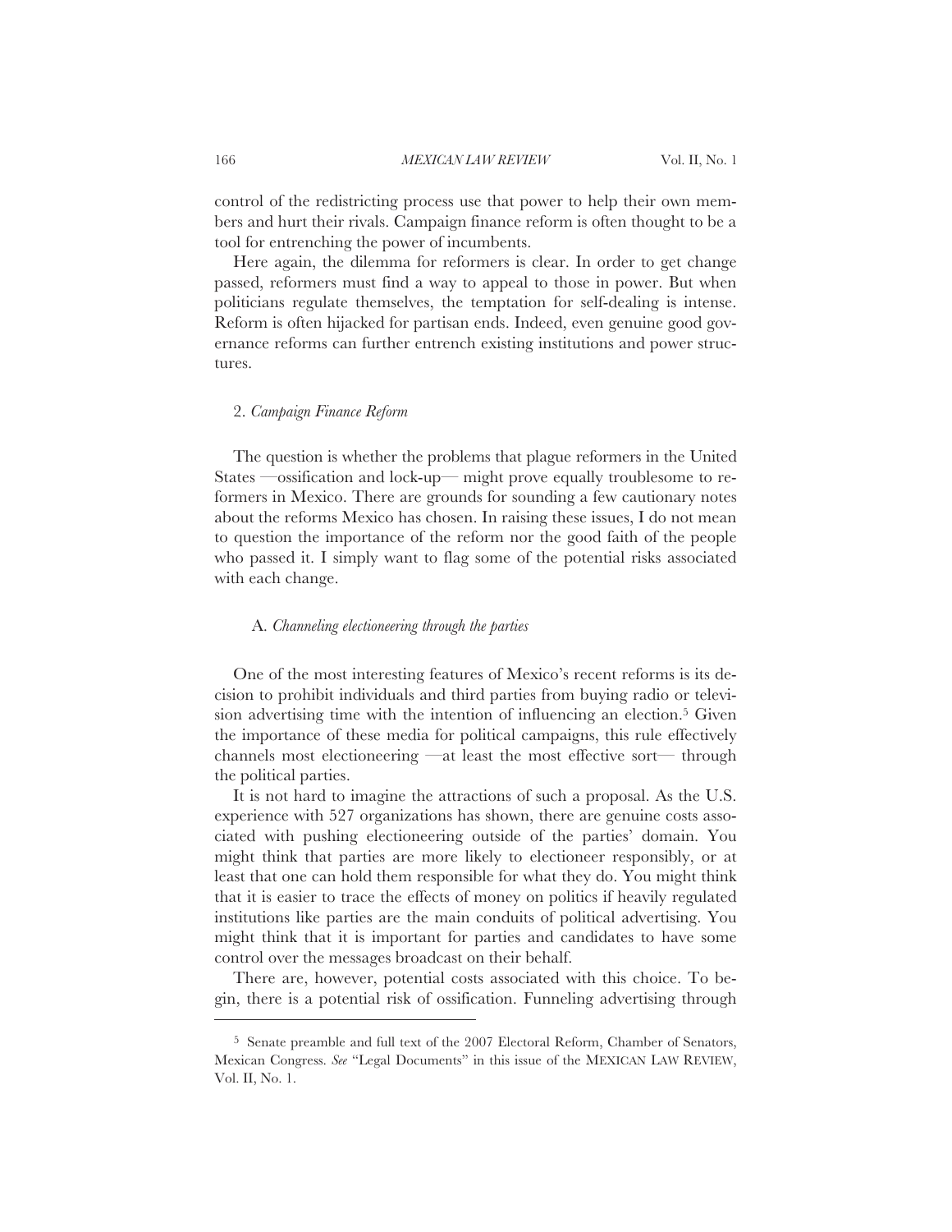control of the redistricting process use that power to help their own members and hurt their rivals. Campaign finance reform is often thought to be a tool for entrenching the power of incumbents.

Here again, the dilemma for reformers is clear. In order to get change passed, reformers must find a way to appeal to those in power. But when politicians regulate themselves, the temptation for self-dealing is intense. Reform is often hijacked for partisan ends. Indeed, even genuine good governance reforms can further entrench existing institutions and power structures.

### 2. *Campaign Finance Reform*

The question is whether the problems that plague reformers in the United States —ossification and lock-up— might prove equally troublesome to reformers in Mexico. There are grounds for sounding a few cautionary notes about the reforms Mexico has chosen. In raising these issues, I do not mean to question the importance of the reform nor the good faith of the people who passed it. I simply want to flag some of the potential risks associated with each change.

#### A. *Channeling electioneering through the parties*

One of the most interesting features of Mexico's recent reforms is its decision to prohibit individuals and third parties from buying radio or television advertising time with the intention of influencing an election.[5] Given the importance of these media for political campaigns, this rule effectively channels most electioneering —at least the most effective sort— through the political parties.

It is not hard to imagine the attractions of such a proposal. As the U.S. experience with 527 organizations has shown, there are genuine costs associated with pushing electioneering outside of the parties' domain. You might think that parties are more likely to electioneer responsibly, or at least that one can hold them responsible for what they do. You might think that it is easier to trace the effects of money on politics if heavily regulated institutions like parties are the main conduits of political advertising. You might think that it is important for parties and candidates to have some control over the messages broadcast on their behalf.

There are, however, potential costs associated with this choice. To begin, there is a potential risk of ossification. Funneling advertising through

---

[5] Senate preamble and full text of the 2007 Electoral Reform, Chamber of Senators, Mexican Congress. *See* "Legal Documents" in this issue of the MEXICAN LAW REVIEW, Vol. II, No. 1.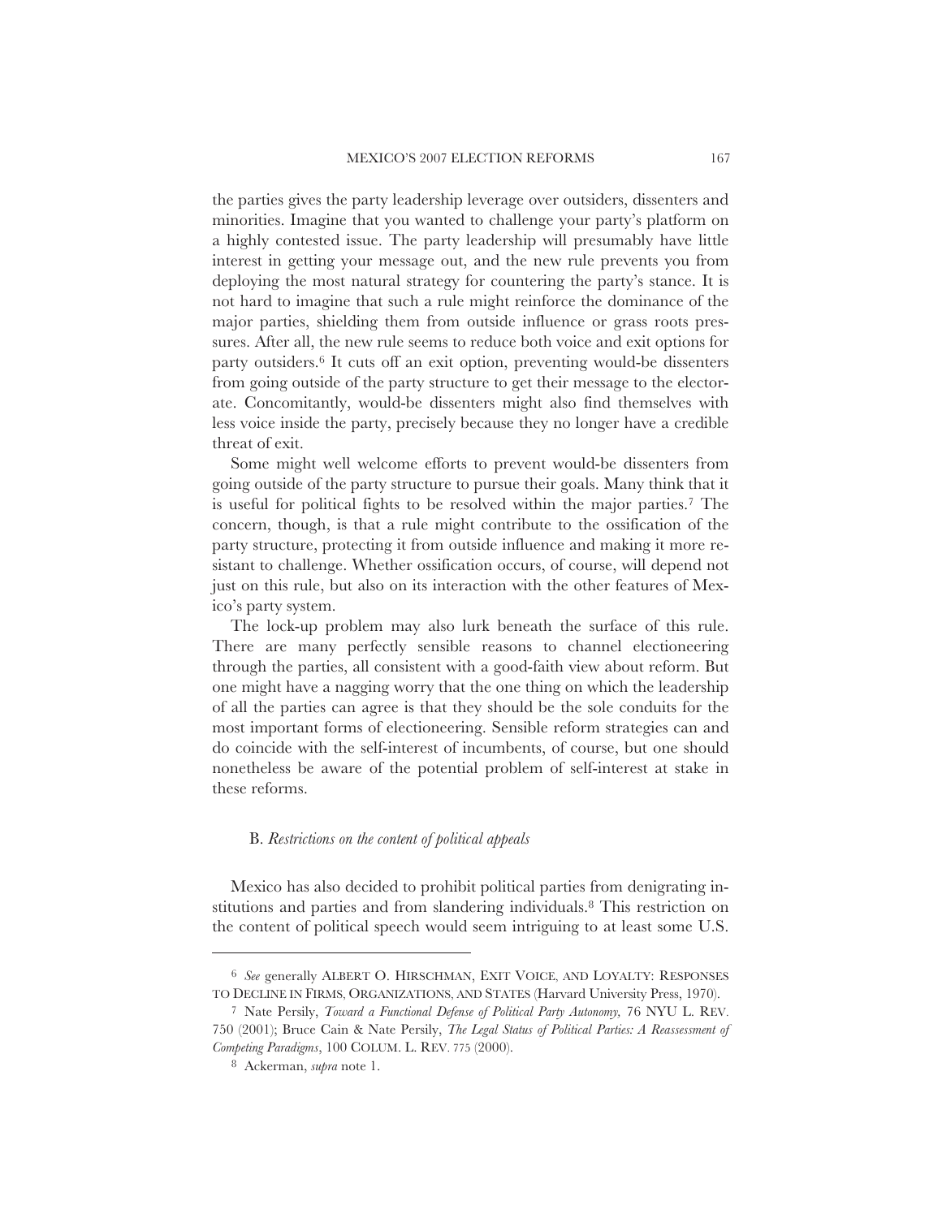the parties gives the party leadership leverage over outsiders, dissenters and minorities. Imagine that you wanted to challenge your party's platform on a highly contested issue. The party leadership will presumably have little interest in getting your message out, and the new rule prevents you from deploying the most natural strategy for countering the party's stance. It is not hard to imagine that such a rule might reinforce the dominance of the major parties, shielding them from outside influence or grass roots pressures. After all, the new rule seems to reduce both voice and exit options for party outsiders.[6] It cuts off an exit option, preventing would-be dissenters from going outside of the party structure to get their message to the electorate. Concomitantly, would-be dissenters might also find themselves with less voice inside the party, precisely because they no longer have a credible threat of exit.

Some might well welcome efforts to prevent would-be dissenters from going outside of the party structure to pursue their goals. Many think that it is useful for political fights to be resolved within the major parties.[7] The concern, though, is that a rule might contribute to the ossification of the party structure, protecting it from outside influence and making it more resistant to challenge. Whether ossification occurs, of course, will depend not just on this rule, but also on its interaction with the other features of Mexico's party system.

The lock-up problem may also lurk beneath the surface of this rule. There are many perfectly sensible reasons to channel electioneering through the parties, all consistent with a good-faith view about reform. But one might have a nagging worry that the one thing on which the leadership of all the parties can agree is that they should be the sole conduits for the most important forms of electioneering. Sensible reform strategies can and do coincide with the self-interest of incumbents, of course, but one should nonetheless be aware of the potential problem of self-interest at stake in these reforms.

### B. *Restrictions on the content of political appeals*

Mexico has also decided to prohibit political parties from denigrating institutions and parties and from slandering individuals.[8] This restriction on the content of political speech would seem intriguing to at least some U.S.

---

[6] *See* generally ALBERT O. HIRSCHMAN, EXIT VOICE, AND LOYALTY: RESPONSES TO DECLINE IN FIRMS, ORGANIZATIONS, AND STATES (Harvard University Press, 1970).

[7] Nate Persily, *Toward a Functional Defense of Political Party Autonomy,* 76 NYU L. REV. 750 (2001); Bruce Cain & Nate Persily, *The Legal Status of Political Parties: A Reassessment of Competing Paradigms*, 100 COLUM. L. REV. 775 (2000).

[8] Ackerman, *supra* note 1.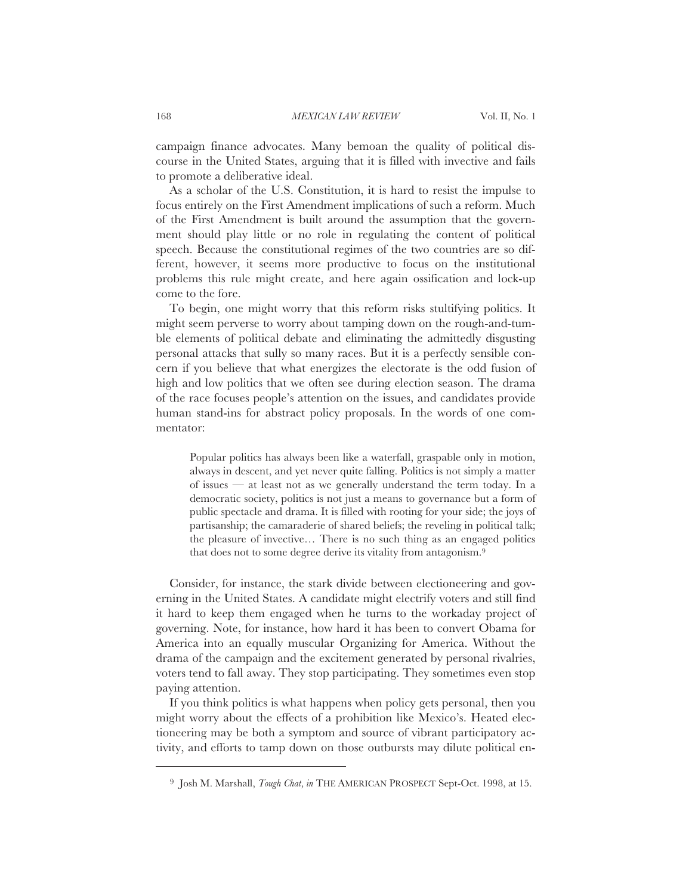campaign finance advocates. Many bemoan the quality of political discourse in the United States, arguing that it is filled with invective and fails to promote a deliberative ideal.

As a scholar of the U.S. Constitution, it is hard to resist the impulse to focus entirely on the First Amendment implications of such a reform. Much of the First Amendment is built around the assumption that the government should play little or no role in regulating the content of political speech. Because the constitutional regimes of the two countries are so different, however, it seems more productive to focus on the institutional problems this rule might create, and here again ossification and lock-up come to the fore.

To begin, one might worry that this reform risks stultifying politics. It might seem perverse to worry about tamping down on the rough-and-tumble elements of political debate and eliminating the admittedly disgusting personal attacks that sully so many races. But it is a perfectly sensible concern if you believe that what energizes the electorate is the odd fusion of high and low politics that we often see during election season. The drama of the race focuses people's attention on the issues, and candidates provide human stand-ins for abstract policy proposals. In the words of one commentator:

> Popular politics has always been like a waterfall, graspable only in motion, always in descent, and yet never quite falling. Politics is not simply a matter of issues — at least not as we generally understand the term today. In a democratic society, politics is not just a means to governance but a form of public spectacle and drama. It is filled with rooting for your side; the joys of partisanship; the camaraderie of shared beliefs; the reveling in political talk; the pleasure of invective… There is no such thing as an engaged politics that does not to some degree derive its vitality from antagonism.[9]

Consider, for instance, the stark divide between electioneering and governing in the United States. A candidate might electrify voters and still find it hard to keep them engaged when he turns to the workaday project of governing. Note, for instance, how hard it has been to convert Obama for America into an equally muscular Organizing for America. Without the drama of the campaign and the excitement generated by personal rivalries, voters tend to fall away. They stop participating. They sometimes even stop paying attention.

If you think politics is what happens when policy gets personal, then you might worry about the effects of a prohibition like Mexico's. Heated electioneering may be both a symptom and source of vibrant participatory activity, and efforts to tamp down on those outbursts may dilute political en-

---

[9] Josh M. Marshall, *Tough Chat*, *in* THE AMERICAN PROSPECT Sept-Oct. 1998, at 15.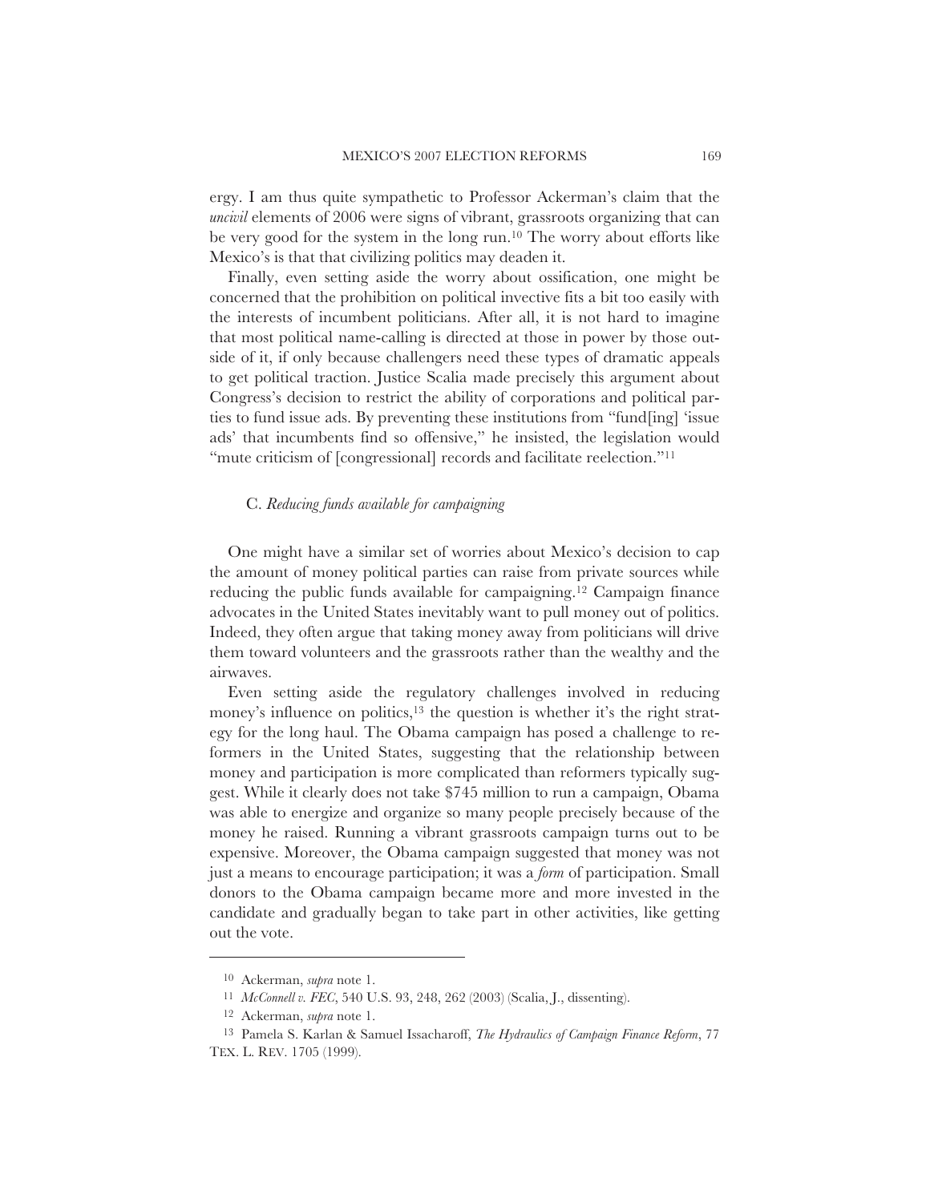ergy. I am thus quite sympathetic to Professor Ackerman's claim that the *uncivil* elements of 2006 were signs of vibrant, grassroots organizing that can be very good for the system in the long run.[10] The worry about efforts like Mexico's is that that civilizing politics may deaden it.

Finally, even setting aside the worry about ossification, one might be concerned that the prohibition on political invective fits a bit too easily with the interests of incumbent politicians. After all, it is not hard to imagine that most political name-calling is directed at those in power by those outside of it, if only because challengers need these types of dramatic appeals to get political traction. Justice Scalia made precisely this argument about Congress's decision to restrict the ability of corporations and political parties to fund issue ads. By preventing these institutions from "fund[ing] 'issue ads' that incumbents find so offensive," he insisted, the legislation would "mute criticism of [congressional] records and facilitate reelection."[11]

### C. *Reducing funds available for campaigning*

One might have a similar set of worries about Mexico's decision to cap the amount of money political parties can raise from private sources while reducing the public funds available for campaigning.[12] Campaign finance advocates in the United States inevitably want to pull money out of politics. Indeed, they often argue that taking money away from politicians will drive them toward volunteers and the grassroots rather than the wealthy and the airwaves.

Even setting aside the regulatory challenges involved in reducing money's influence on politics,[13] the question is whether it's the right strategy for the long haul. The Obama campaign has posed a challenge to reformers in the United States, suggesting that the relationship between money and participation is more complicated than reformers typically suggest. While it clearly does not take $745 million to run a campaign, Obama was able to energize and organize so many people precisely because of the money he raised. Running a vibrant grassroots campaign turns out to be expensive. Moreover, the Obama campaign suggested that money was not just a means to encourage participation; it was a *form* of participation. Small donors to the Obama campaign became more and more invested in the candidate and gradually began to take part in other activities, like getting out the vote.

---

[10] Ackerman, *supra* note 1.

[11] *McConnell v. FEC*, 540 U.S. 93, 248, 262 (2003) (Scalia, J., dissenting).

[12] Ackerman, *supra* note 1.

[13] Pamela S. Karlan & Samuel Issacharoff, *The Hydraulics of Campaign Finance Reform*, 77 TEX. L. REV. 1705 (1999).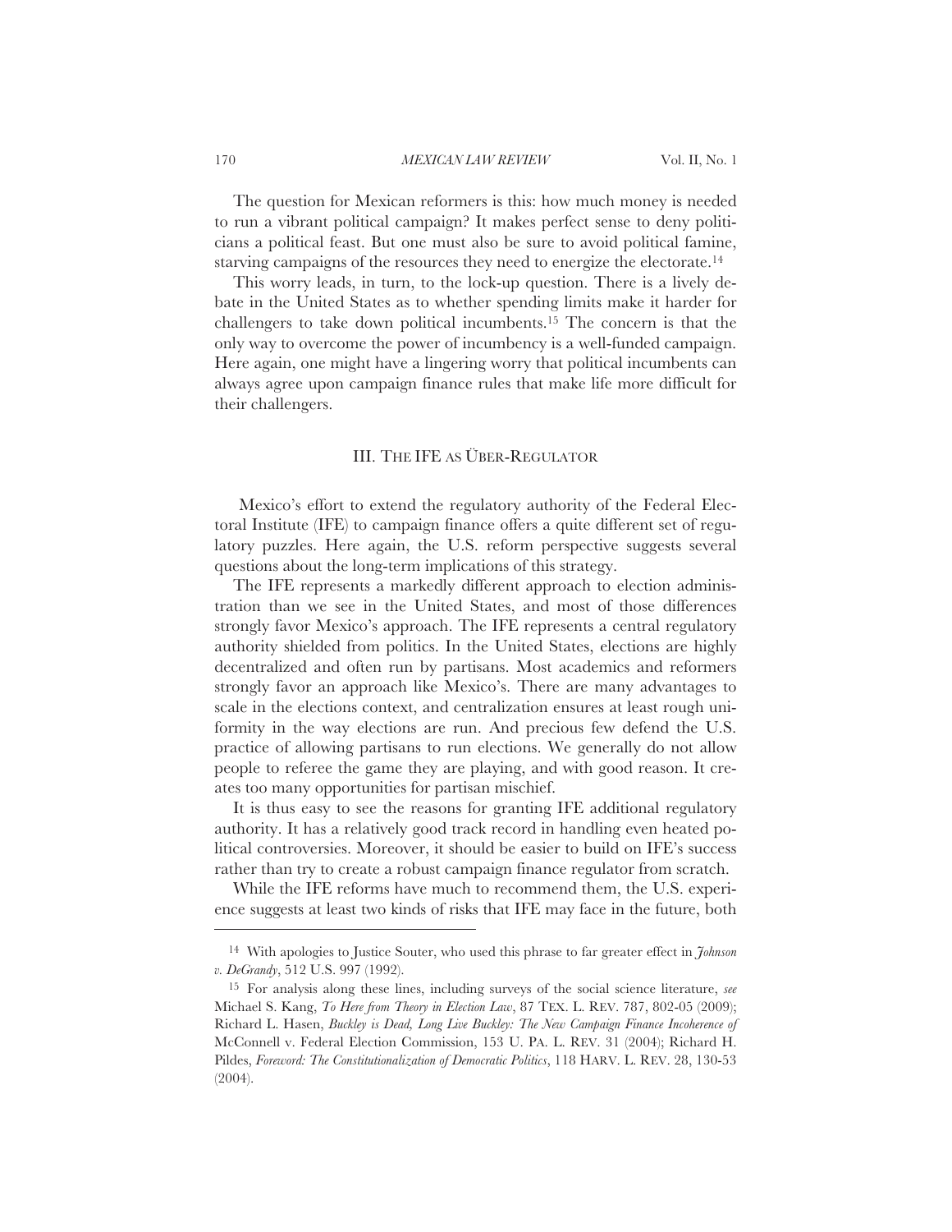The question for Mexican reformers is this: how much money is needed to run a vibrant political campaign? It makes perfect sense to deny politicians a political feast. But one must also be sure to avoid political famine, starving campaigns of the resources they need to energize the electorate.[14]

This worry leads, in turn, to the lock-up question. There is a lively debate in the United States as to whether spending limits make it harder for challengers to take down political incumbents.[15] The concern is that the only way to overcome the power of incumbency is a well-funded campaign. Here again, one might have a lingering worry that political incumbents can always agree upon campaign finance rules that make life more difficult for their challengers.

## III. The IFE as Über-Regulator

Mexico's effort to extend the regulatory authority of the Federal Electoral Institute (IFE) to campaign finance offers a quite different set of regulatory puzzles. Here again, the U.S. reform perspective suggests several questions about the long-term implications of this strategy.

The IFE represents a markedly different approach to election administration than we see in the United States, and most of those differences strongly favor Mexico's approach. The IFE represents a central regulatory authority shielded from politics. In the United States, elections are highly decentralized and often run by partisans. Most academics and reformers strongly favor an approach like Mexico's. There are many advantages to scale in the elections context, and centralization ensures at least rough uniformity in the way elections are run. And precious few defend the U.S. practice of allowing partisans to run elections. We generally do not allow people to referee the game they are playing, and with good reason. It creates too many opportunities for partisan mischief.

It is thus easy to see the reasons for granting IFE additional regulatory authority. It has a relatively good track record in handling even heated political controversies. Moreover, it should be easier to build on IFE's success rather than try to create a robust campaign finance regulator from scratch.

While the IFE reforms have much to recommend them, the U.S. experience suggests at least two kinds of risks that IFE may face in the future, both

---

[14] With apologies to Justice Souter, who used this phrase to far greater effect in *Johnson v. DeGrandy*, 512 U.S. 997 (1992).

[15] For analysis along these lines, including surveys of the social science literature, *see* Michael S. Kang, *To Here from Theory in Election Law*, 87 TEX. L. REV. 787, 802-05 (2009); Richard L. Hasen, *Buckley is Dead, Long Live Buckley: The New Campaign Finance Incoherence of* McConnell v. Federal Election Commission, 153 U. PA. L. REV. 31 (2004); Richard H. Pildes, *Foreword: The Constitutionalization of Democratic Politics*, 118 HARV. L. REV. 28, 130-53 (2004).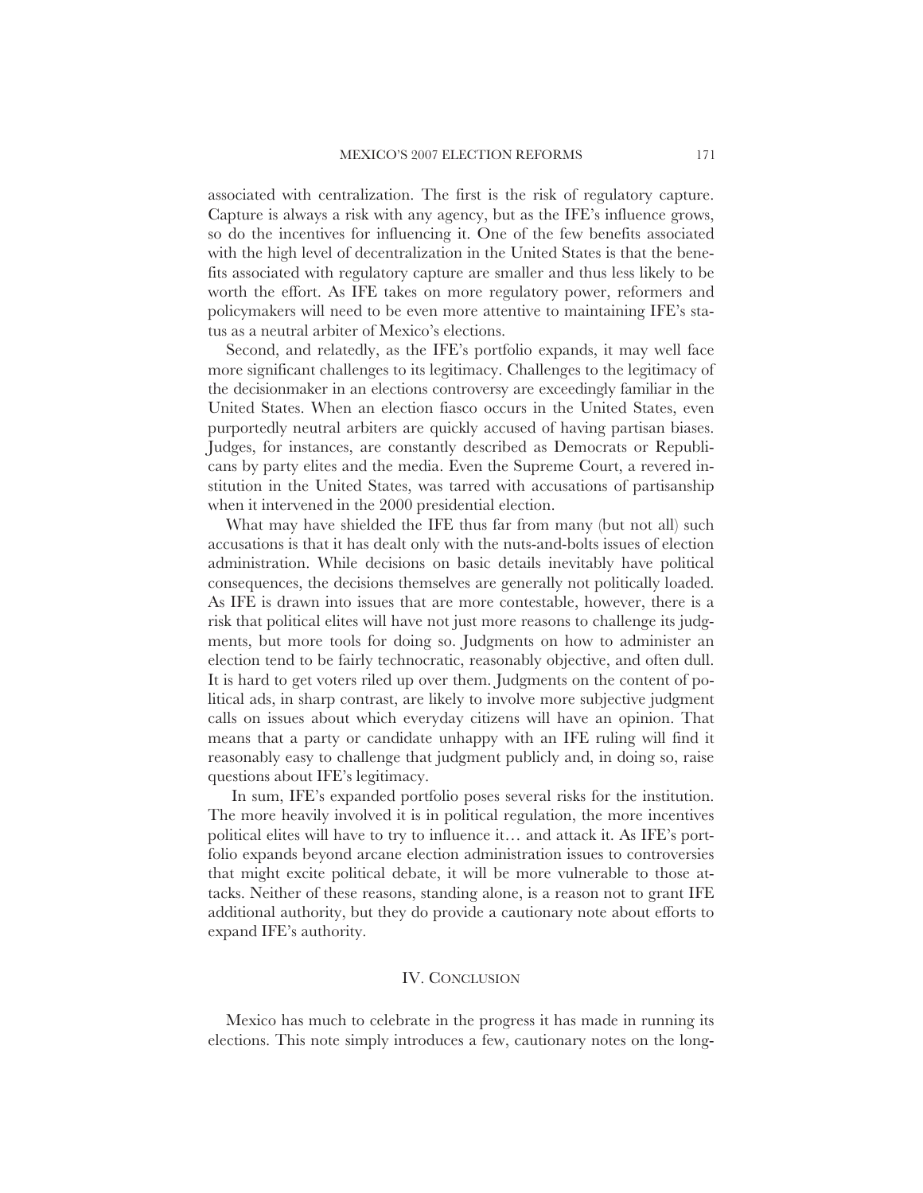associated with centralization. The first is the risk of regulatory capture. Capture is always a risk with any agency, but as the IFE's influence grows, so do the incentives for influencing it. One of the few benefits associated with the high level of decentralization in the United States is that the benefits associated with regulatory capture are smaller and thus less likely to be worth the effort. As IFE takes on more regulatory power, reformers and policymakers will need to be even more attentive to maintaining IFE's status as a neutral arbiter of Mexico's elections.

Second, and relatedly, as the IFE's portfolio expands, it may well face more significant challenges to its legitimacy. Challenges to the legitimacy of the decisionmaker in an elections controversy are exceedingly familiar in the United States. When an election fiasco occurs in the United States, even purportedly neutral arbiters are quickly accused of having partisan biases. Judges, for instances, are constantly described as Democrats or Republicans by party elites and the media. Even the Supreme Court, a revered institution in the United States, was tarred with accusations of partisanship when it intervened in the 2000 presidential election.

What may have shielded the IFE thus far from many (but not all) such accusations is that it has dealt only with the nuts-and-bolts issues of election administration. While decisions on basic details inevitably have political consequences, the decisions themselves are generally not politically loaded. As IFE is drawn into issues that are more contestable, however, there is a risk that political elites will have not just more reasons to challenge its judgments, but more tools for doing so. Judgments on how to administer an election tend to be fairly technocratic, reasonably objective, and often dull. It is hard to get voters riled up over them. Judgments on the content of political ads, in sharp contrast, are likely to involve more subjective judgment calls on issues about which everyday citizens will have an opinion. That means that a party or candidate unhappy with an IFE ruling will find it reasonably easy to challenge that judgment publicly and, in doing so, raise questions about IFE's legitimacy.

In sum, IFE's expanded portfolio poses several risks for the institution. The more heavily involved it is in political regulation, the more incentives political elites will have to try to influence it… and attack it. As IFE's portfolio expands beyond arcane election administration issues to controversies that might excite political debate, it will be more vulnerable to those attacks. Neither of these reasons, standing alone, is a reason not to grant IFE additional authority, but they do provide a cautionary note about efforts to expand IFE's authority.

## IV. Conclusion

Mexico has much to celebrate in the progress it has made in running its elections. This note simply introduces a few, cautionary notes on the long-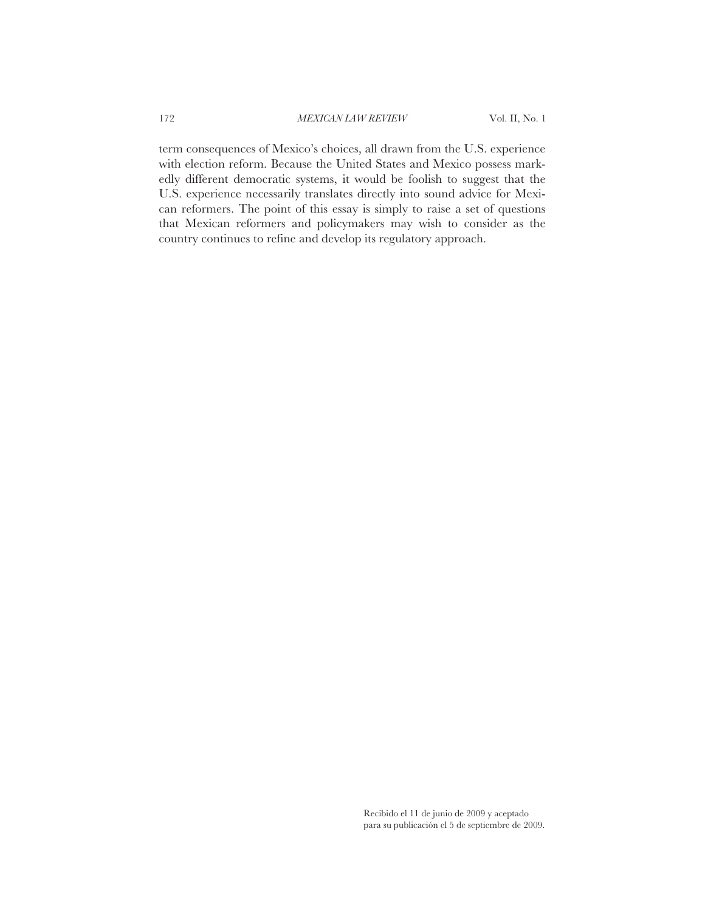term consequences of Mexico's choices, all drawn from the U.S. experience with election reform. Because the United States and Mexico possess markedly different democratic systems, it would be foolish to suggest that the U.S. experience necessarily translates directly into sound advice for Mexican reformers. The point of this essay is simply to raise a set of questions that Mexican reformers and policymakers may wish to consider as the country continues to refine and develop its regulatory approach.

Recibido el 11 de junio de 2009 y aceptado
para su publicación el 5 de septiembre de 2009.